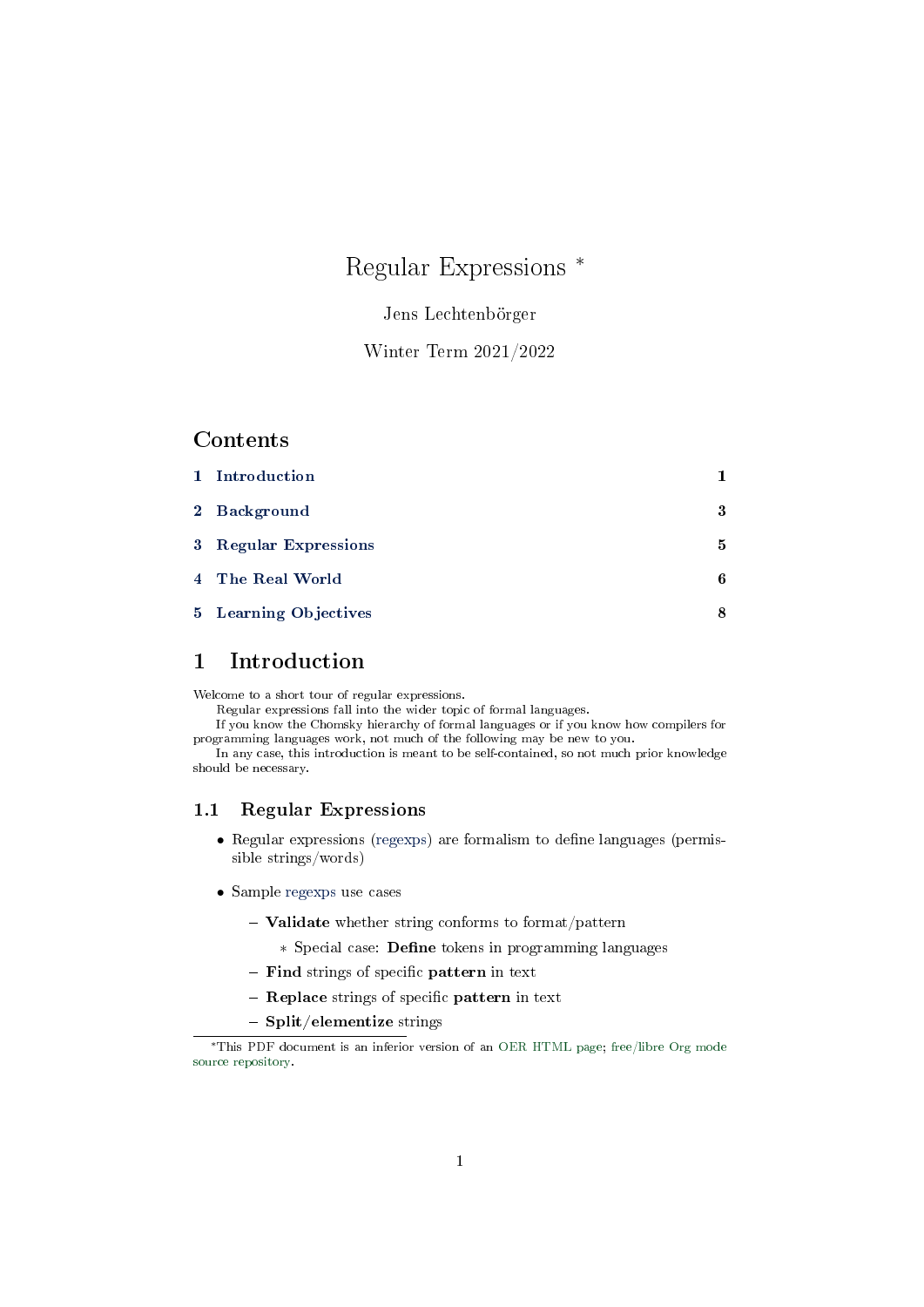# Regular Expressions *

Jens Lechtenbörger

Winter Term 2021/2022

## Contents

1 Introduction 1

2 Background 3

3 Regular Expressions 5

4 The Real World 6

5 Learning Objectives 8

# 1 Introduction

Welcome to a short tour of regular expressions.

Regular expressions fall into the wider topic of formal languages.

If you know the Chomsky hierarchy of formal languages or if you know how compilers for programming languages work, not much of the following may be new to you.

In any case, this introduction is meant to be self-contained, so not much prior knowledge should be necessary.

## 1.1 Regular Expressions

- Regular expressions (regexps) are formalism to define languages (permissible strings/words)
- Sample regexps use cases
  - **Validate** whether string conforms to format/pattern
    - Special case: **Define** tokens in programming languages
  - **Find** strings of specific **pattern** in text
  - **Replace** strings of specific **pattern** in text
  - **Split/elementize** strings

*This PDF document is an inferior version of an OER HTML page; free/libre Org mode source repository.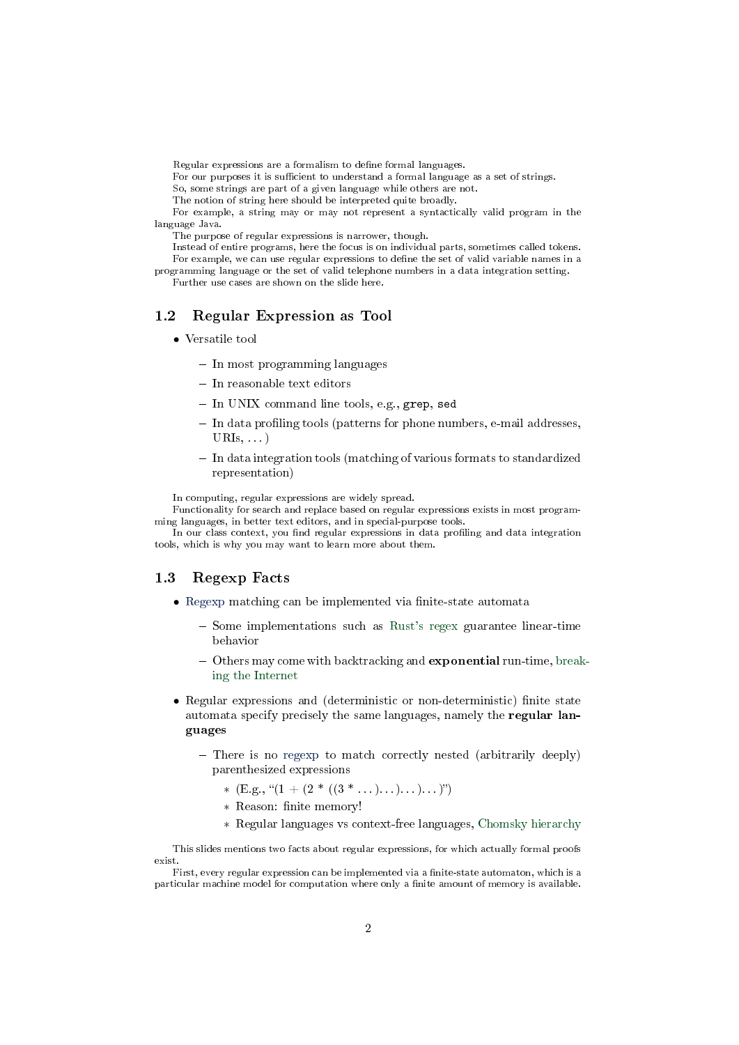Regular expressions are a formalism to define formal languages.

For our purposes it is sufficient to understand a formal language as a set of strings.

So, some strings are part of a given language while others are not.

The notion of string here should be interpreted quite broadly.

For example, a string may or may not represent a syntactically valid program in the language Java.

The purpose of regular expressions is narrower, though.

Instead of entire programs, here the focus is on individual parts, sometimes called tokens.

For example, we can use regular expressions to define the set of valid variable names in a programming language or the set of valid telephone numbers in a data integration setting.

Further use cases are shown on the slide here.

## 1.2 Regular Expression as Tool

- Versatile tool
  - In most programming languages
  - In reasonable text editors
  - In UNIX command line tools, e.g., `grep`, `sed`
  - In data profiling tools (patterns for phone numbers, e-mail addresses, URIs, ...)
  - In data integration tools (matching of various formats to standardized representation)

In computing, regular expressions are widely spread.

Functionality for search and replace based on regular expressions exists in most programming languages, in better text editors, and in special-purpose tools.

In our class context, you find regular expressions in data profiling and data integration tools, which is why you may want to learn more about them.

## 1.3 Regexp Facts

- Regexp matching can be implemented via finite-state automata
  - Some implementations such as Rust's regex guarantee linear-time behavior
  - Others may come with backtracking and **exponential** run-time, breaking the Internet
- Regular expressions and (deterministic or non-deterministic) finite state automata specify precisely the same languages, namely the **regular languages**
  - There is no regexp to match correctly nested (arbitrarily deeply) parenthesized expressions
    - (E.g., "(1 + (2 * ((3 * ...)...)...)...)")
    - Reason: finite memory!
    - Regular languages vs context-free languages, Chomsky hierarchy

This slides mentions two facts about regular expressions, for which actually formal proofs exist.

First, every regular expression can be implemented via a finite-state automaton, which is a particular machine model for computation where only a finite amount of memory is available.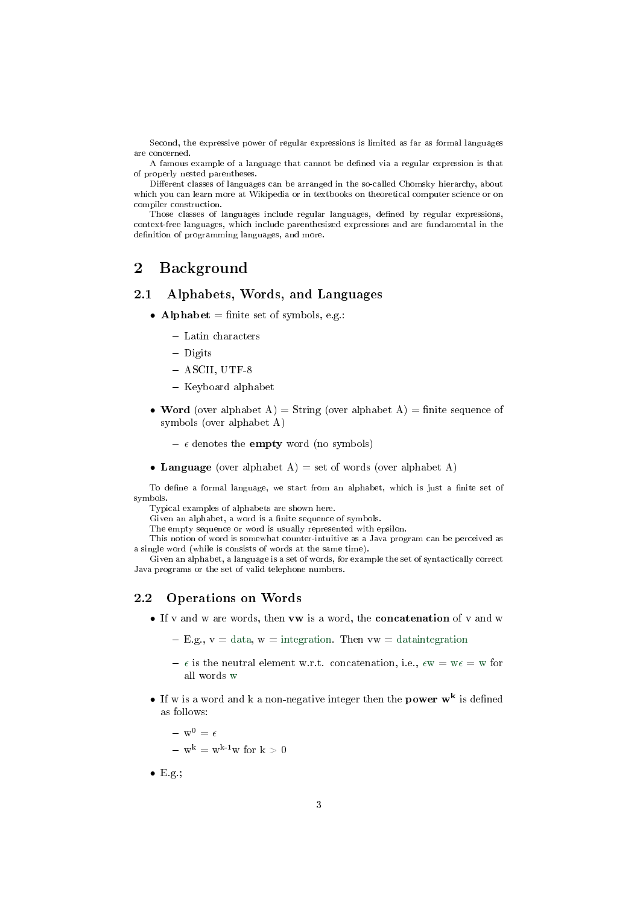Second, the expressive power of regular expressions is limited as far as formal languages are concerned.

A famous example of a language that cannot be defined via a regular expression is that of properly nested parentheses.

Different classes of languages can be arranged in the so-called Chomsky hierarchy, about which you can learn more at Wikipedia or in textbooks on theoretical computer science or on compiler construction.

Those classes of languages include regular languages, defined by regular expressions, context-free languages, which include parenthesized expressions and are fundamental in the definition of programming languages, and more.

# 2 Background

## 2.1 Alphabets, Words, and Languages

- **Alphabet** = finite set of symbols, e.g.:
  - Latin characters
  - Digits
  - ASCII, UTF-8
  - Keyboard alphabet
- **Word** (over alphabet A) = String (over alphabet A) = finite sequence of symbols (over alphabet A)
  - $\epsilon$ denotes the **empty** word (no symbols)
- **Language** (over alphabet A) = set of words (over alphabet A)

To define a formal language, we start from an alphabet, which is just a finite set of symbols.

Typical examples of alphabets are shown here.

Given an alphabet, a word is a finite sequence of symbols.

The empty sequence or word is usually represented with epsilon.

This notion of word is somewhat counter-intuitive as a Java program can be perceived as a single word (while is consists of words at the same time).

Given an alphabet, a language is a set of words, for example the set of syntactically correct Java programs or the set of valid telephone numbers.

## 2.2 Operations on Words

- If v and w are words, then **vw** is a word, the **concatenation** of v and w
  - E.g., v = data, w = integration. Then vw = dataintegration
  - $\epsilon$ is the neutral element w.r.t. concatenation, i.e., $\epsilon$w = w$\epsilon$ = w for all words w
- If w is a word and k a non-negative integer then the **power** $\mathbf{w^k}$ is defined as follows:
  - $w^0 = \epsilon$
  - $w^k = w^{k-1}w$ for $k > 0$
- E.g.;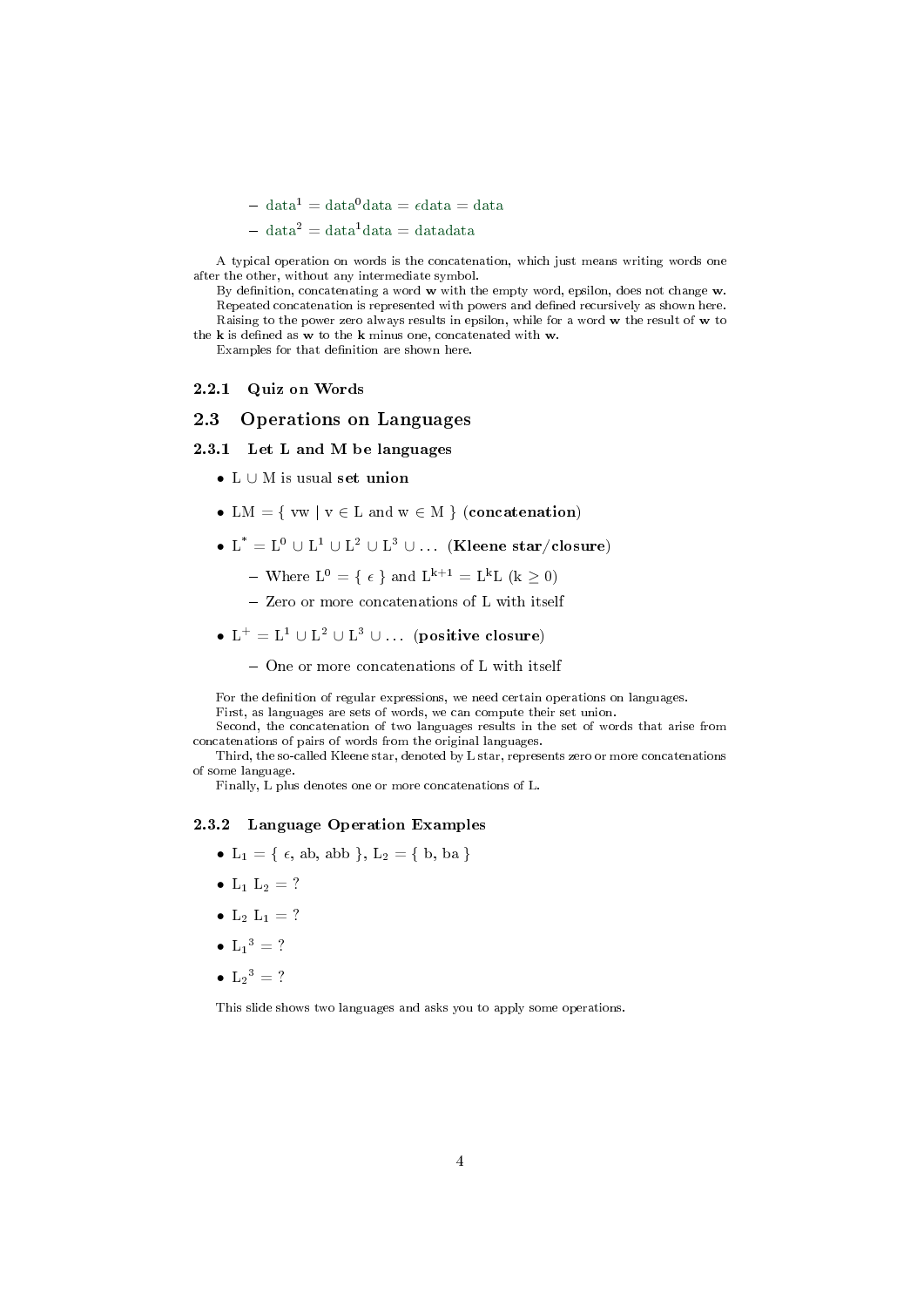- $\text{data}^1 = \text{data}^0\text{data} = \epsilon\text{data} = \text{data}$
  - $\text{data}^2 = \text{data}^1\text{data} = \text{datadata}$

A typical operation on words is the concatenation, which just means writing words one after the other, without any intermediate symbol.

By definition, concatenating a word **w** with the empty word, epsilon, does not change **w**.

Repeated concatenation is represented with powers and defined recursively as shown here.

Raising to the power zero always results in epsilon, while for a word **w** the result of **w** to the **k** is defined as **w** to the **k** minus one, concatenated with **w**.

Examples for that definition are shown here.

### 2.2.1 Quiz on Words

## 2.3 Operations on Languages

### 2.3.1 Let L and M be languages

- $L \cup M$ is usual **set union**
- $LM = \{ vw \mid v \in L \text{ and } w \in M \}$ (**concatenation**)
- $L^* = L^0 \cup L^1 \cup L^2 \cup L^3 \cup \ldots$ (**Kleene star/closure**)
  - Where $L^0 = \{ \epsilon \}$ and $L^{k+1} = L^k L$ ($k \geq 0$)
  - Zero or more concatenations of L with itself
- $L^+ = L^1 \cup L^2 \cup L^3 \cup \ldots$ (**positive closure**)
  - One or more concatenations of L with itself

For the definition of regular expressions, we need certain operations on languages.

First, as languages are sets of words, we can compute their set union.

Second, the concatenation of two languages results in the set of words that arise from concatenations of pairs of words from the original languages.

Third, the so-called Kleene star, denoted by L star, represents zero or more concatenations of some language.

Finally, L plus denotes one or more concatenations of L.

### 2.3.2 Language Operation Examples

- $L_1 = \{ \epsilon, ab, abb \}$, $L_2 = \{ b, ba \}$
- $L_1 \, L_2 = ?$
- $L_2 \, L_1 = ?$
- ${L_1}^3 = ?$
- ${L_2}^3 = ?$

This slide shows two languages and asks you to apply some operations.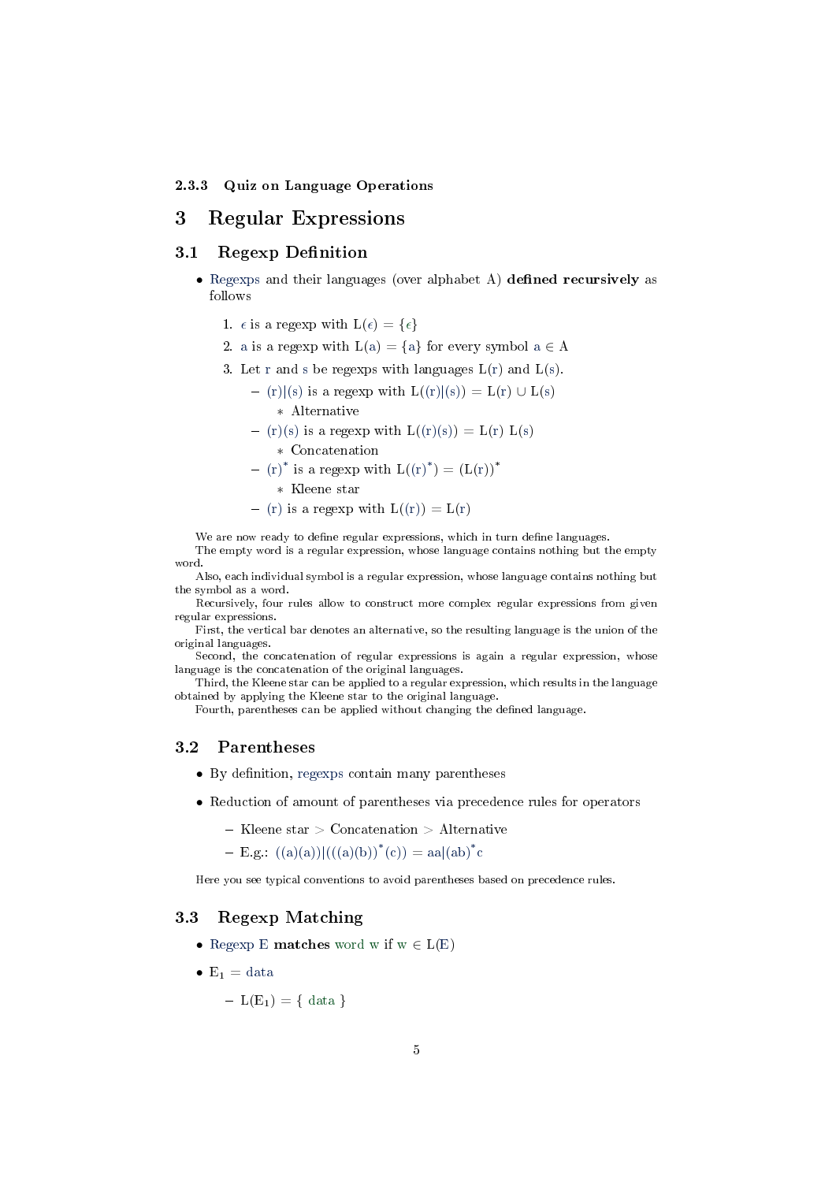#### 2.3.3 Quiz on Language Operations

# 3 Regular Expressions

## 3.1 Regexp Definition

- Regexps and their languages (over alphabet A) **defined recursively** as follows
  1. $\epsilon$ is a regexp with $L(\epsilon) = \{\epsilon\}$
  2. a is a regexp with $L(a) = \{a\}$ for every symbol $a \in A$
  3. Let r and s be regexps with languages L(r) and L(s).
     - $(r)|(s)$ is a regexp with $L((r)|(s)) = L(r) \cup L(s)$
       - Alternative
     - $(r)(s)$ is a regexp with $L((r)(s)) = L(r)\ L(s)$
       - Concatenation
     - $(r)^*$ is a regexp with $L((r)^*) = (L(r))^*$
       - Kleene star
     - $(r)$ is a regexp with $L((r)) = L(r)$

We are now ready to define regular expressions, which in turn define languages.
The empty word is a regular expression, whose language contains nothing but the empty word.
Also, each individual symbol is a regular expression, whose language contains nothing but the symbol as a word.
Recursively, four rules allow to construct more complex regular expressions from given regular expressions.
First, the vertical bar denotes an alternative, so the resulting language is the union of the original languages.
Second, the concatenation of regular expressions is again a regular expression, whose language is the concatenation of the original languages.
Third, the Kleene star can be applied to a regular expression, which results in the language obtained by applying the Kleene star to the original language.
Fourth, parentheses can be applied without changing the defined language.

## 3.2 Parentheses

- By definition, regexps contain many parentheses
- Reduction of amount of parentheses via precedence rules for operators
  - Kleene star > Concatenation > Alternative
  - E.g.: $((a)(a))|(((a)(b))^*(c)) = aa|(ab)^*c$

Here you see typical conventions to avoid parentheses based on precedence rules.

## 3.3 Regexp Matching

- Regexp E **matches** word w if $w \in L(E)$
- $E_1$ = data
  - $L(E_1) = \{ \text{data} \}$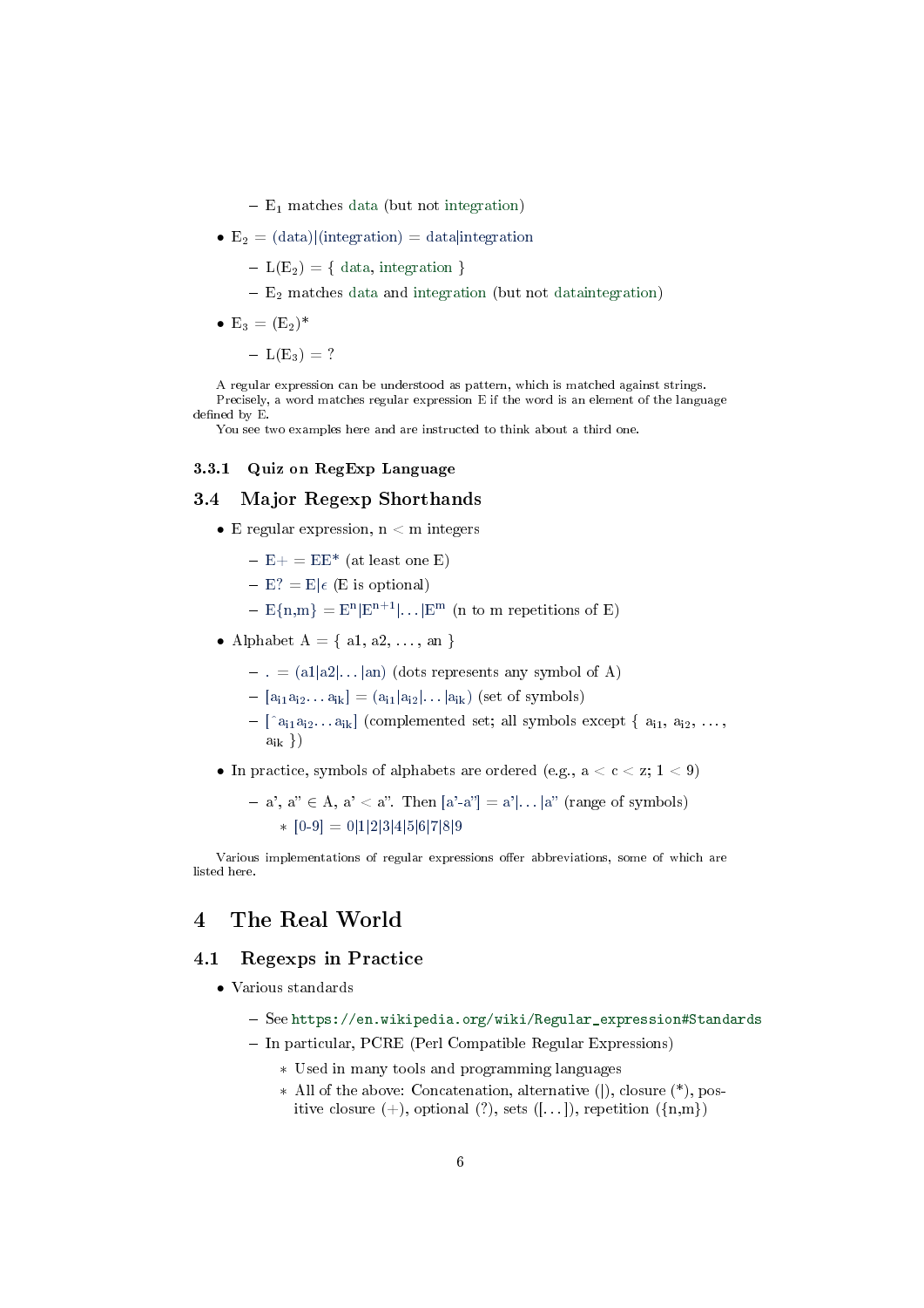- $E_1$ matches data (but not integration)

- $E_2$ = (data)|(integration) = data|integration
  - $L(E_2)$ = { data, integration }
  - $E_2$ matches data and integration (but not dataintegration)

- $E_3 = (E_2)^*$
  - $L(E_3)$ = ?

A regular expression can be understood as pattern, which is matched against strings.
Precisely, a word matches regular expression E if the word is an element of the language defined by E.
You see two examples here and are instructed to think about a third one.

### 3.3.1 Quiz on RegExp Language

## 3.4 Major Regexp Shorthands

- E regular expression, n < m integers
  - E+ = EE* (at least one E)
  - E? = E|$\epsilon$ (E is optional)
  - E{n,m} = $E^n|E^{n+1}|\ldots|E^m$ (n to m repetitions of E)

- Alphabet A = { a1, a2, ..., an }
  - . = (a1|a2|...|an) (dots represents any symbol of A)
  - [$a_{i1} a_{i2} \ldots a_{ik}$] = ($a_{i1}|a_{i2}|\ldots|a_{ik}$) (set of symbols)
  - [^$a_{i1} a_{i2} \ldots a_{ik}$] (complemented set; all symbols except { $a_{i1}$, $a_{i2}$, ..., $a_{ik}$ })

- In practice, symbols of alphabets are ordered (e.g., a < c < z; 1 < 9)
  - a', a" ∈ A, a' < a". Then [a'-a"] = a'|...|a" (range of symbols)
    * [0-9] = 0|1|2|3|4|5|6|7|8|9

Various implementations of regular expressions offer abbreviations, some of which are listed here.

# 4 The Real World

## 4.1 Regexps in Practice

- Various standards
  - See https://en.wikipedia.org/wiki/Regular_expression#Standards
  - In particular, PCRE (Perl Compatible Regular Expressions)
    * Used in many tools and programming languages
    * All of the above: Concatenation, alternative (|), closure (*), positive closure (+), optional (?), sets ([...]), repetition ({n,m})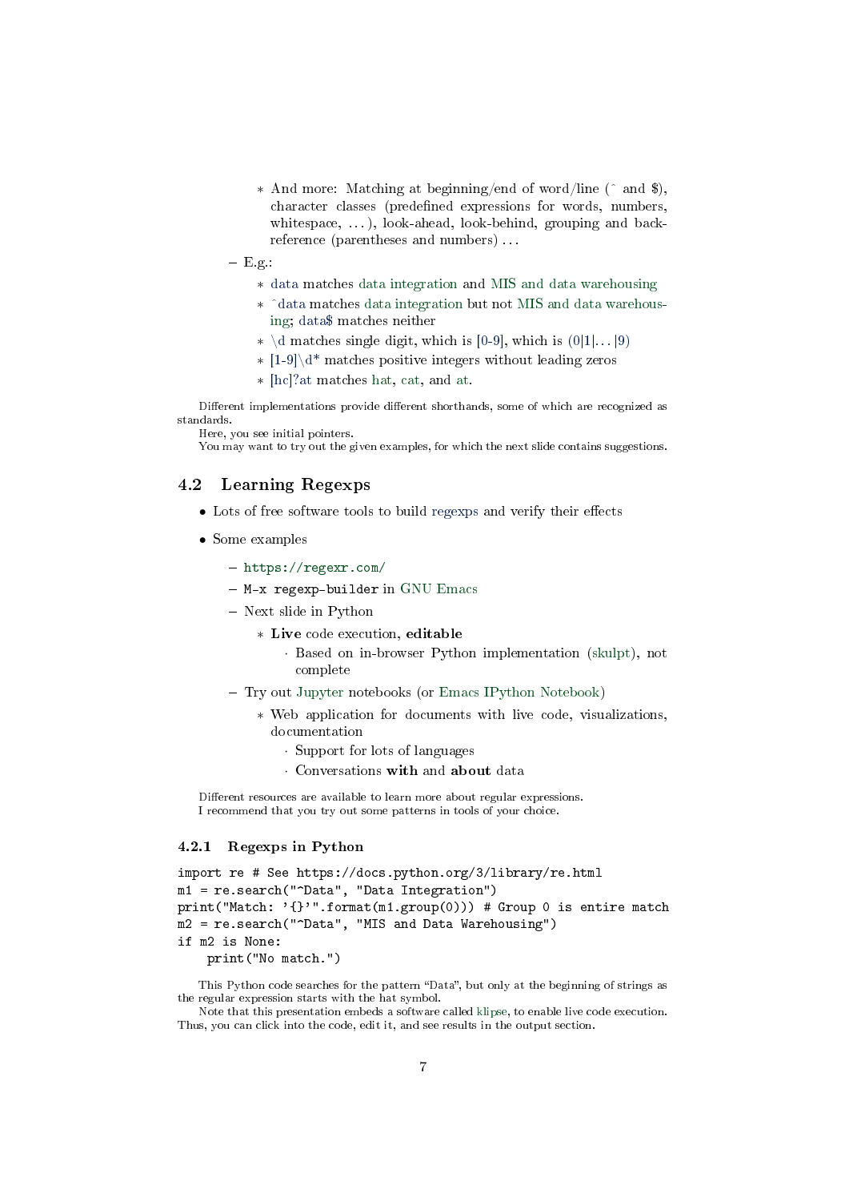* And more: Matching at beginning/end of word/line (^ and $), character classes (predefined expressions for words, numbers, whitespace, …), look-ahead, look-behind, grouping and back-reference (parentheses and numbers) …
  - E.g.:
    * data matches data integration and MIS and data warehousing
    * ^data matches data integration but not MIS and data warehousing; data$ matches neither
    * \d matches single digit, which is [0-9], which is (0|1|… |9)
    * [1-9]\d* matches positive integers without leading zeros
    * [hc]?at matches hat, cat, and at.

Different implementations provide different shorthands, some of which are recognized as standards.
Here, you see initial pointers.
You may want to try out the given examples, for which the next slide contains suggestions.

## 4.2 Learning Regexps

- Lots of free software tools to build regexps and verify their effects
- Some examples
  - `https://regexr.com/`
  - `M-x regexp-builder` in GNU Emacs
  - Next slide in Python
    * **Live** code execution, **editable**
      · Based on in-browser Python implementation (skulpt), not complete
  - Try out Jupyter notebooks (or Emacs IPython Notebook)
    * Web application for documents with live code, visualizations, documentation
      · Support for lots of languages
      · Conversations **with** and **about** data

Different resources are available to learn more about regular expressions.
I recommend that you try out some patterns in tools of your choice.

### 4.2.1 Regexps in Python

```
import re # See https://docs.python.org/3/library/re.html
m1 = re.search("^Data", "Data Integration")
print("Match: '{}'".format(m1.group(0))) # Group 0 is entire match
m2 = re.search("^Data", "MIS and Data Warehousing")
if m2 is None:
    print("No match.")
```

This Python code searches for the pattern "Data", but only at the beginning of strings as the regular expression starts with the hat symbol.
Note that this presentation embeds a software called klipse, to enable live code execution. Thus, you can click into the code, edit it, and see results in the output section.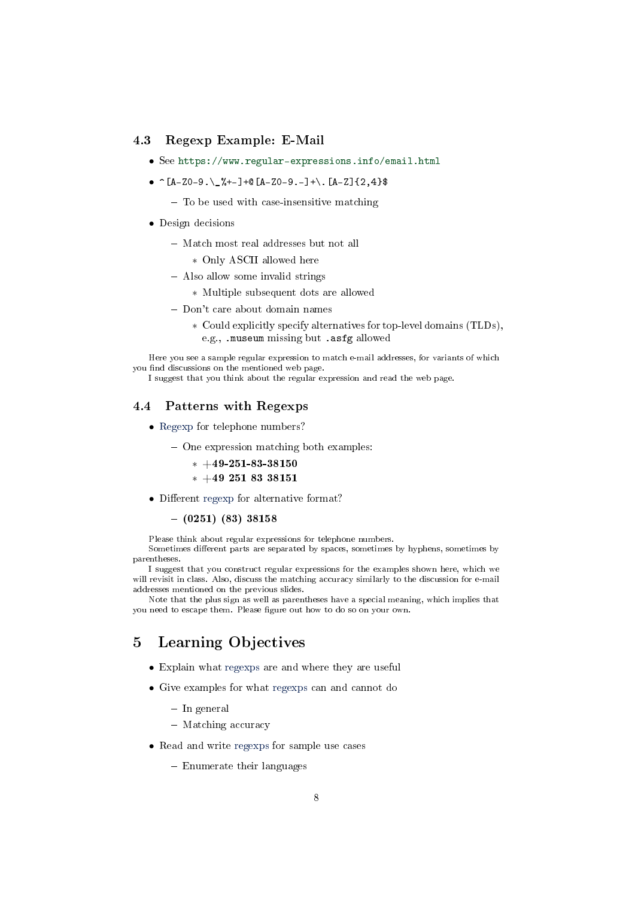### 4.3 Regexp Example: E-Mail

- See https://www.regular-expressions.info/email.html
- `^[A-Z0-9.\_%+-]+@[A-Z0-9.-]+\.[A-Z]{2,4}$`
  - To be used with case-insensitive matching
- Design decisions
  - Match most real addresses but not all
    - Only ASCII allowed here
  - Also allow some invalid strings
    - Multiple subsequent dots are allowed
  - Don't care about domain names
    - Could explicitly specify alternatives for top-level domains (TLDs), e.g., `.museum` missing but `.asfg` allowed

Here you see a sample regular expression to match e-mail addresses, for variants of which you find discussions on the mentioned web page.

I suggest that you think about the regular expression and read the web page.

### 4.4 Patterns with Regexps

- Regexp for telephone numbers?
  - One expression matching both examples:
    - **+49-251-83-38150**
    - **+49 251 83 38151**
- Different regexp for alternative format?
  - **(0251) (83) 38158**

Please think about regular expressions for telephone numbers.

Sometimes different parts are separated by spaces, sometimes by hyphens, sometimes by parentheses.

I suggest that you construct regular expressions for the examples shown here, which we will revisit in class. Also, discuss the matching accuracy similarly to the discussion for e-mail addresses mentioned on the previous slides.

Note that the plus sign as well as parentheses have a special meaning, which implies that you need to escape them. Please figure out how to do so on your own.

## 5 Learning Objectives

- Explain what regexps are and where they are useful
- Give examples for what regexps can and cannot do
  - In general
  - Matching accuracy
- Read and write regexps for sample use cases
  - Enumerate their languages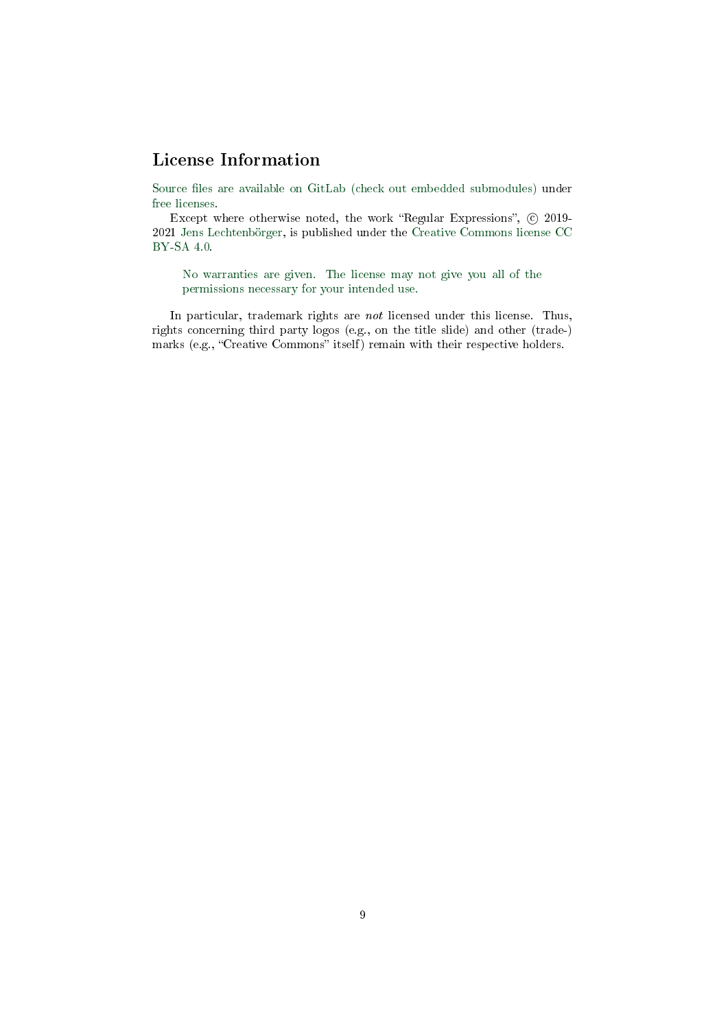## License Information

Source files are available on GitLab (check out embedded submodules) under free licenses.

Except where otherwise noted, the work "Regular Expressions", © 2019-2021 Jens Lechtenbörger, is published under the Creative Commons license CC BY-SA 4.0.

> No warranties are given. The license may not give you all of the permissions necessary for your intended use.

In particular, trademark rights are *not* licensed under this license. Thus, rights concerning third party logos (e.g., on the title slide) and other (trade-) marks (e.g., "Creative Commons" itself) remain with their respective holders.